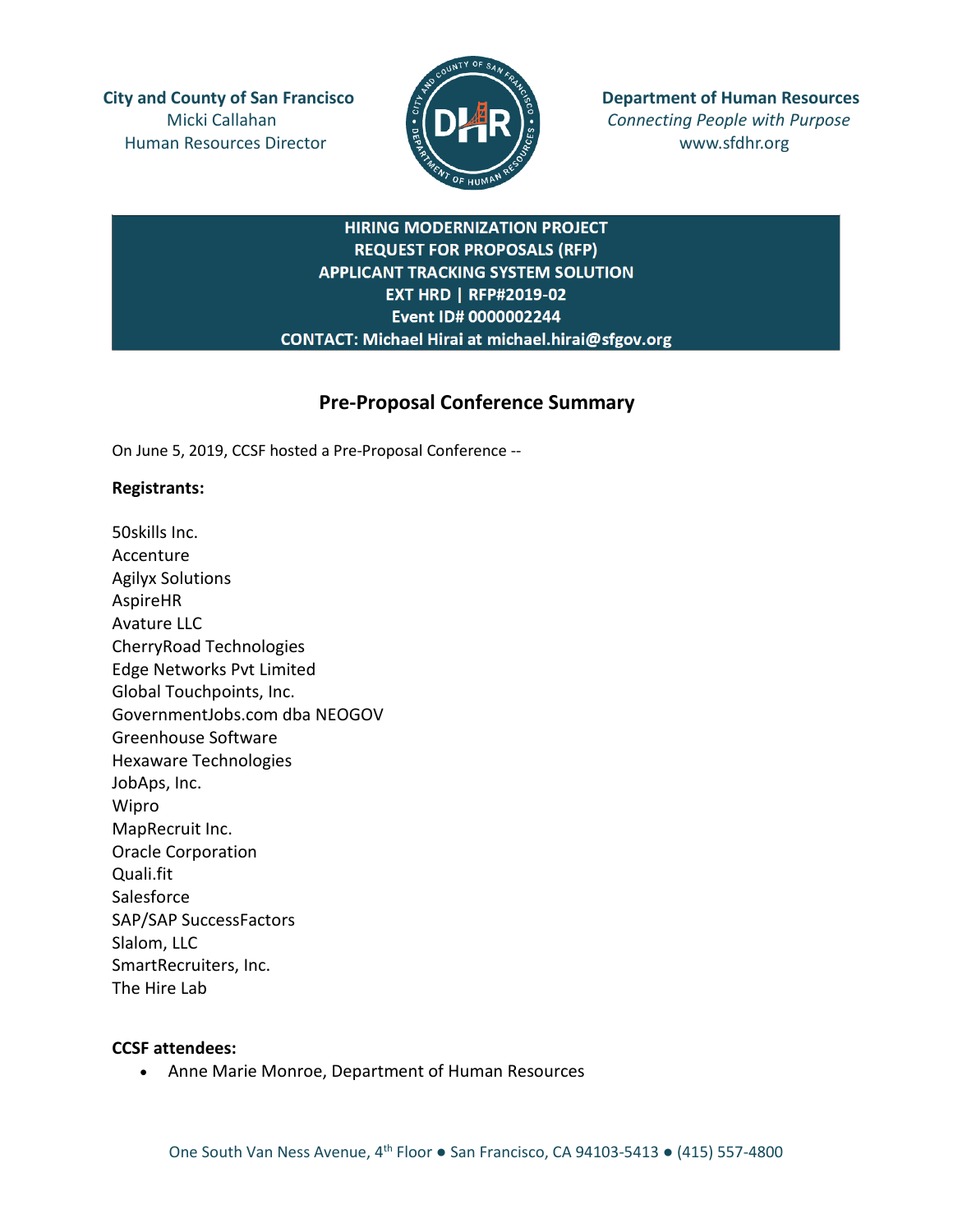**City and County of San Francisco**
Micki Callahan
Human Resources Director

**Department of Human Resources**
*Connecting People with Purpose*
www.sfdhr.org

**HIRING MODERNIZATION PROJECT**
**REQUEST FOR PROPOSALS (RFP)**
**APPLICANT TRACKING SYSTEM SOLUTION**
**EXT HRD | RFP#2019-02**
**Event ID# 0000002244**
**CONTACT: Michael Hirai at michael.hirai@sfgov.org**

## Pre-Proposal Conference Summary

On June 5, 2019, CCSF hosted a Pre-Proposal Conference --

**Registrants:**

50skills Inc.
Accenture
Agilyx Solutions
AspireHR
Avature LLC
CherryRoad Technologies
Edge Networks Pvt Limited
Global Touchpoints, Inc.
GovernmentJobs.com dba NEOGOV
Greenhouse Software
Hexaware Technologies
JobAps, Inc.
Wipro
MapRecruit Inc.
Oracle Corporation
Quali.fit
Salesforce
SAP/SAP SuccessFactors
Slalom, LLC
SmartRecruiters, Inc.
The Hire Lab

**CCSF attendees:**

- Anne Marie Monroe, Department of Human Resources

One South Van Ness Avenue, 4th Floor ● San Francisco, CA 94103-5413 ● (415) 557-4800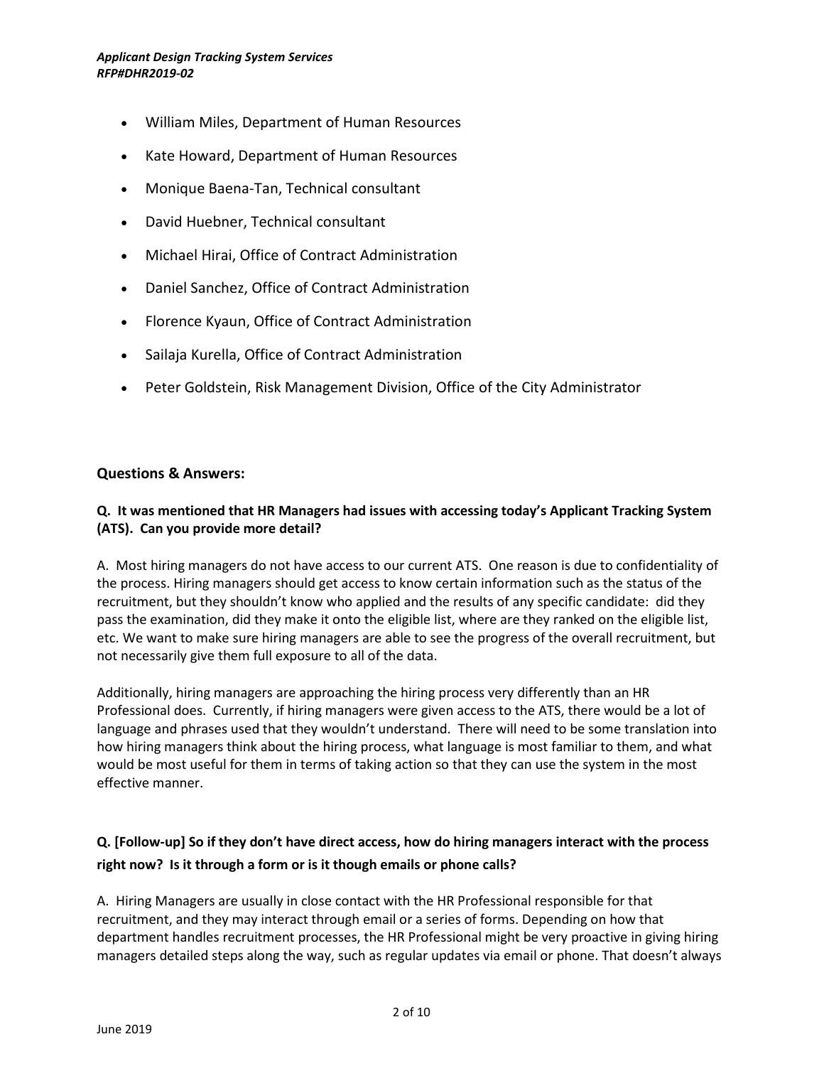- William Miles, Department of Human Resources
- Kate Howard, Department of Human Resources
- Monique Baena-Tan, Technical consultant
- David Huebner, Technical consultant
- Michael Hirai, Office of Contract Administration
- Daniel Sanchez, Office of Contract Administration
- Florence Kyaun, Office of Contract Administration
- Sailaja Kurella, Office of Contract Administration
- Peter Goldstein, Risk Management Division, Office of the City Administrator

## Questions & Answers:

**Q. It was mentioned that HR Managers had issues with accessing today's Applicant Tracking System (ATS). Can you provide more detail?**

A. Most hiring managers do not have access to our current ATS. One reason is due to confidentiality of the process. Hiring managers should get access to know certain information such as the status of the recruitment, but they shouldn't know who applied and the results of any specific candidate: did they pass the examination, did they make it onto the eligible list, where are they ranked on the eligible list, etc. We want to make sure hiring managers are able to see the progress of the overall recruitment, but not necessarily give them full exposure to all of the data.

Additionally, hiring managers are approaching the hiring process very differently than an HR Professional does. Currently, if hiring managers were given access to the ATS, there would be a lot of language and phrases used that they wouldn't understand. There will need to be some translation into how hiring managers think about the hiring process, what language is most familiar to them, and what would be most useful for them in terms of taking action so that they can use the system in the most effective manner.

**Q. [Follow-up] So if they don't have direct access, how do hiring managers interact with the process right now? Is it through a form or is it though emails or phone calls?**

A. Hiring Managers are usually in close contact with the HR Professional responsible for that recruitment, and they may interact through email or a series of forms. Depending on how that department handles recruitment processes, the HR Professional might be very proactive in giving hiring managers detailed steps along the way, such as regular updates via email or phone. That doesn't always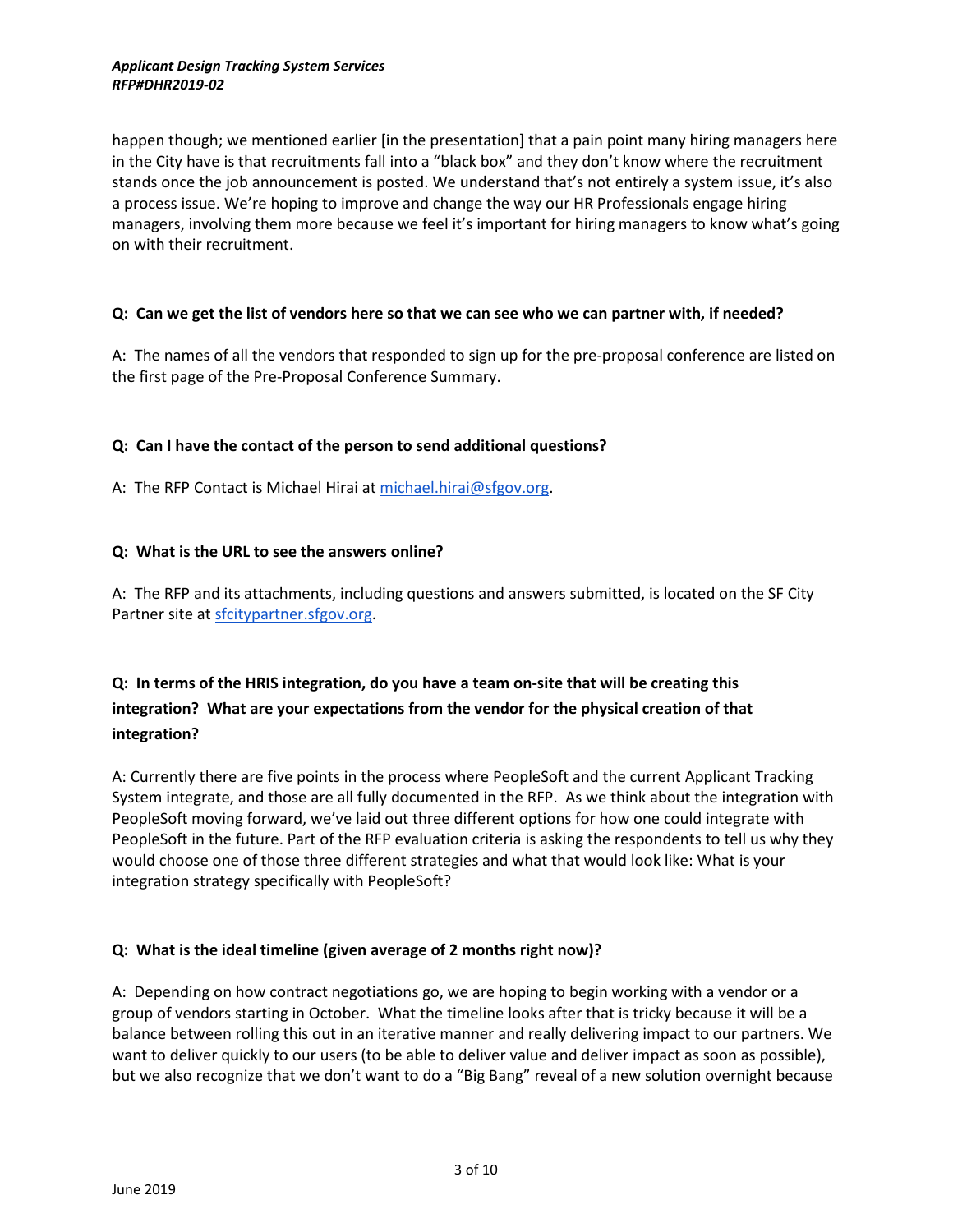happen though; we mentioned earlier [in the presentation] that a pain point many hiring managers here in the City have is that recruitments fall into a "black box" and they don't know where the recruitment stands once the job announcement is posted. We understand that's not entirely a system issue, it's also a process issue. We're hoping to improve and change the way our HR Professionals engage hiring managers, involving them more because we feel it's important for hiring managers to know what's going on with their recruitment.

**Q: Can we get the list of vendors here so that we can see who we can partner with, if needed?**

A: The names of all the vendors that responded to sign up for the pre-proposal conference are listed on the first page of the Pre-Proposal Conference Summary.

**Q: Can I have the contact of the person to send additional questions?**

A: The RFP Contact is Michael Hirai at [michael.hirai@sfgov.org](mailto:michael.hirai@sfgov.org).

**Q: What is the URL to see the answers online?**

A: The RFP and its attachments, including questions and answers submitted, is located on the SF City Partner site at [sfcitypartner.sfgov.org](sfcitypartner.sfgov.org).

**Q: In terms of the HRIS integration, do you have a team on-site that will be creating this integration? What are your expectations from the vendor for the physical creation of that integration?**

A: Currently there are five points in the process where PeopleSoft and the current Applicant Tracking System integrate, and those are all fully documented in the RFP. As we think about the integration with PeopleSoft moving forward, we've laid out three different options for how one could integrate with PeopleSoft in the future. Part of the RFP evaluation criteria is asking the respondents to tell us why they would choose one of those three different strategies and what that would look like: What is your integration strategy specifically with PeopleSoft?

**Q: What is the ideal timeline (given average of 2 months right now)?**

A: Depending on how contract negotiations go, we are hoping to begin working with a vendor or a group of vendors starting in October. What the timeline looks after that is tricky because it will be a balance between rolling this out in an iterative manner and really delivering impact to our partners. We want to deliver quickly to our users (to be able to deliver value and deliver impact as soon as possible), but we also recognize that we don't want to do a "Big Bang" reveal of a new solution overnight because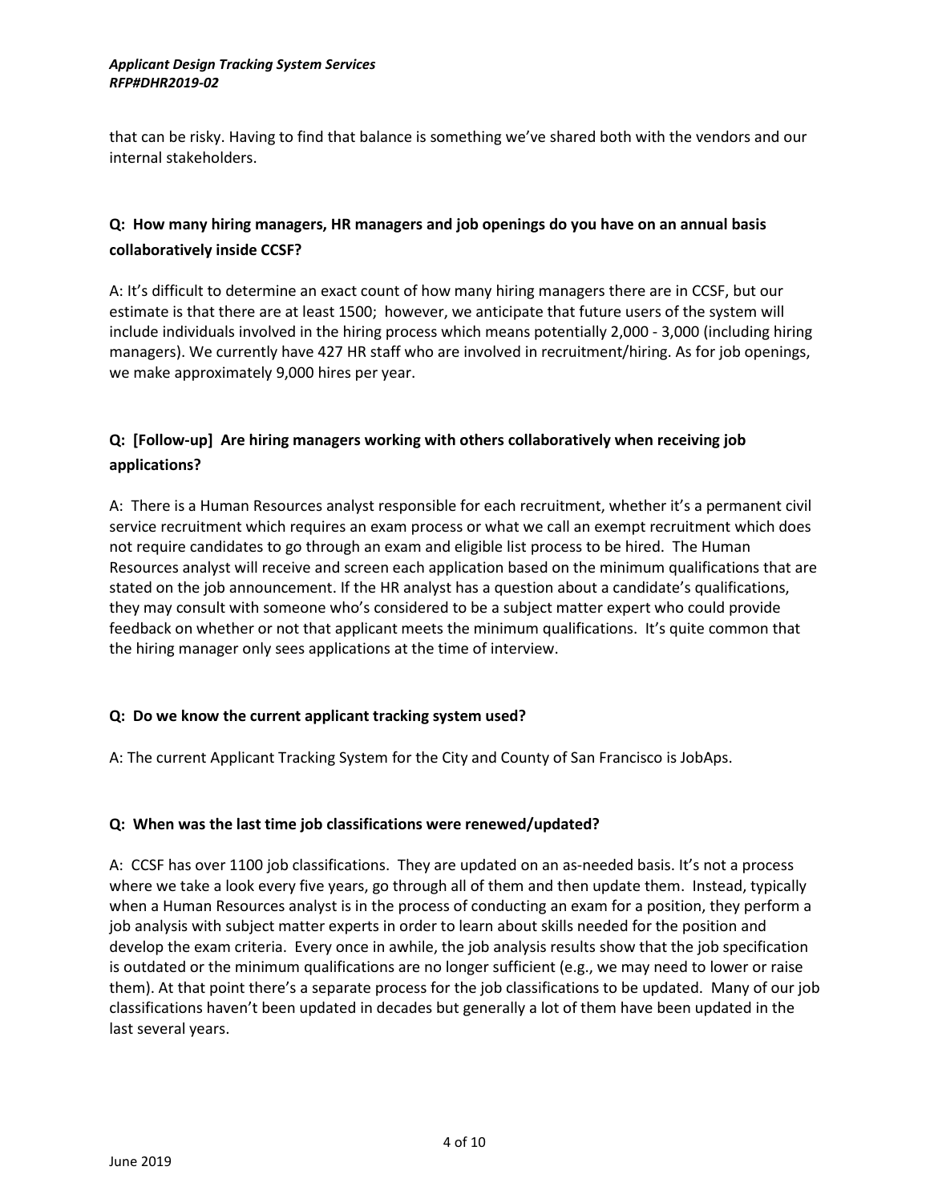that can be risky. Having to find that balance is something we've shared both with the vendors and our internal stakeholders.

**Q: How many hiring managers, HR managers and job openings do you have on an annual basis collaboratively inside CCSF?**

A: It's difficult to determine an exact count of how many hiring managers there are in CCSF, but our estimate is that there are at least 1500; however, we anticipate that future users of the system will include individuals involved in the hiring process which means potentially 2,000 - 3,000 (including hiring managers). We currently have 427 HR staff who are involved in recruitment/hiring. As for job openings, we make approximately 9,000 hires per year.

**Q: [Follow-up] Are hiring managers working with others collaboratively when receiving job applications?**

A: There is a Human Resources analyst responsible for each recruitment, whether it's a permanent civil service recruitment which requires an exam process or what we call an exempt recruitment which does not require candidates to go through an exam and eligible list process to be hired. The Human Resources analyst will receive and screen each application based on the minimum qualifications that are stated on the job announcement. If the HR analyst has a question about a candidate's qualifications, they may consult with someone who's considered to be a subject matter expert who could provide feedback on whether or not that applicant meets the minimum qualifications. It's quite common that the hiring manager only sees applications at the time of interview.

**Q: Do we know the current applicant tracking system used?**

A: The current Applicant Tracking System for the City and County of San Francisco is JobAps.

**Q: When was the last time job classifications were renewed/updated?**

A: CCSF has over 1100 job classifications. They are updated on an as-needed basis. It's not a process where we take a look every five years, go through all of them and then update them. Instead, typically when a Human Resources analyst is in the process of conducting an exam for a position, they perform a job analysis with subject matter experts in order to learn about skills needed for the position and develop the exam criteria. Every once in awhile, the job analysis results show that the job specification is outdated or the minimum qualifications are no longer sufficient (e.g., we may need to lower or raise them). At that point there's a separate process for the job classifications to be updated. Many of our job classifications haven't been updated in decades but generally a lot of them have been updated in the last several years.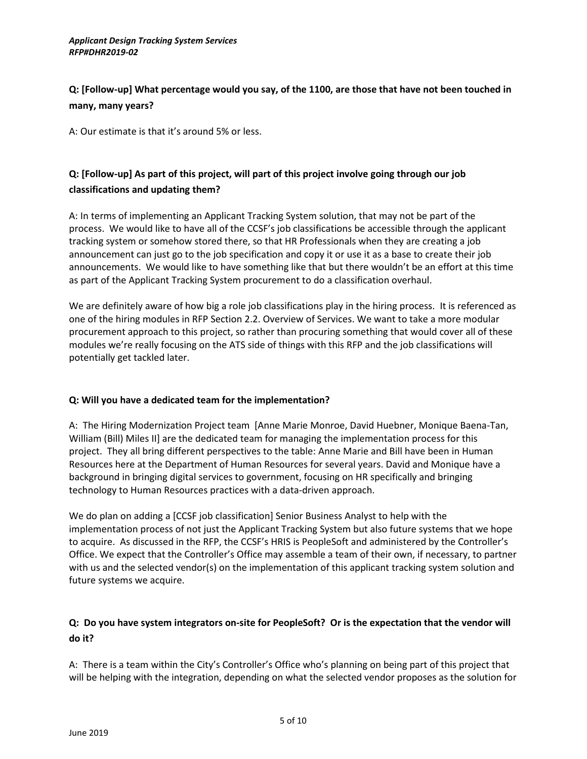**Q: [Follow-up] What percentage would you say, of the 1100, are those that have not been touched in many, many years?**

A: Our estimate is that it's around 5% or less.

**Q: [Follow-up] As part of this project, will part of this project involve going through our job classifications and updating them?**

A: In terms of implementing an Applicant Tracking System solution, that may not be part of the process. We would like to have all of the CCSF's job classifications be accessible through the applicant tracking system or somehow stored there, so that HR Professionals when they are creating a job announcement can just go to the job specification and copy it or use it as a base to create their job announcements. We would like to have something like that but there wouldn't be an effort at this time as part of the Applicant Tracking System procurement to do a classification overhaul.

We are definitely aware of how big a role job classifications play in the hiring process. It is referenced as one of the hiring modules in RFP Section 2.2. Overview of Services. We want to take a more modular procurement approach to this project, so rather than procuring something that would cover all of these modules we're really focusing on the ATS side of things with this RFP and the job classifications will potentially get tackled later.

**Q: Will you have a dedicated team for the implementation?**

A: The Hiring Modernization Project team [Anne Marie Monroe, David Huebner, Monique Baena-Tan, William (Bill) Miles II] are the dedicated team for managing the implementation process for this project. They all bring different perspectives to the table: Anne Marie and Bill have been in Human Resources here at the Department of Human Resources for several years. David and Monique have a background in bringing digital services to government, focusing on HR specifically and bringing technology to Human Resources practices with a data-driven approach.

We do plan on adding a [CCSF job classification] Senior Business Analyst to help with the implementation process of not just the Applicant Tracking System but also future systems that we hope to acquire. As discussed in the RFP, the CCSF's HRIS is PeopleSoft and administered by the Controller's Office. We expect that the Controller's Office may assemble a team of their own, if necessary, to partner with us and the selected vendor(s) on the implementation of this applicant tracking system solution and future systems we acquire.

**Q: Do you have system integrators on-site for PeopleSoft? Or is the expectation that the vendor will do it?**

A: There is a team within the City's Controller's Office who's planning on being part of this project that will be helping with the integration, depending on what the selected vendor proposes as the solution for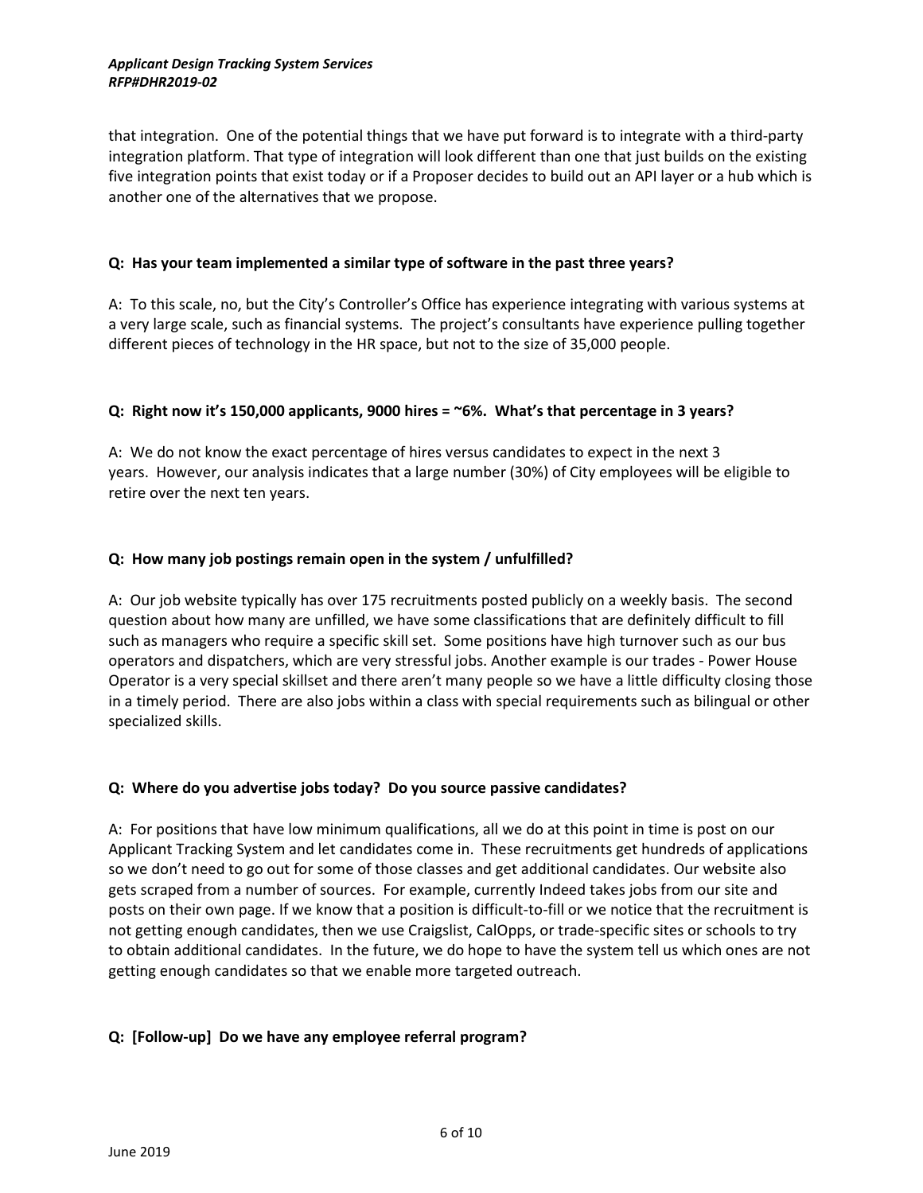that integration. One of the potential things that we have put forward is to integrate with a third-party integration platform. That type of integration will look different than one that just builds on the existing five integration points that exist today or if a Proposer decides to build out an API layer or a hub which is another one of the alternatives that we propose.

**Q: Has your team implemented a similar type of software in the past three years?**

A: To this scale, no, but the City's Controller's Office has experience integrating with various systems at a very large scale, such as financial systems. The project's consultants have experience pulling together different pieces of technology in the HR space, but not to the size of 35,000 people.

**Q: Right now it's 150,000 applicants, 9000 hires = ~6%. What's that percentage in 3 years?**

A: We do not know the exact percentage of hires versus candidates to expect in the next 3 years. However, our analysis indicates that a large number (30%) of City employees will be eligible to retire over the next ten years.

**Q: How many job postings remain open in the system / unfulfilled?**

A: Our job website typically has over 175 recruitments posted publicly on a weekly basis. The second question about how many are unfilled, we have some classifications that are definitely difficult to fill such as managers who require a specific skill set. Some positions have high turnover such as our bus operators and dispatchers, which are very stressful jobs. Another example is our trades - Power House Operator is a very special skillset and there aren't many people so we have a little difficulty closing those in a timely period. There are also jobs within a class with special requirements such as bilingual or other specialized skills.

**Q: Where do you advertise jobs today? Do you source passive candidates?**

A: For positions that have low minimum qualifications, all we do at this point in time is post on our Applicant Tracking System and let candidates come in. These recruitments get hundreds of applications so we don't need to go out for some of those classes and get additional candidates. Our website also gets scraped from a number of sources. For example, currently Indeed takes jobs from our site and posts on their own page. If we know that a position is difficult-to-fill or we notice that the recruitment is not getting enough candidates, then we use Craigslist, CalOpps, or trade-specific sites or schools to try to obtain additional candidates. In the future, we do hope to have the system tell us which ones are not getting enough candidates so that we enable more targeted outreach.

**Q: [Follow-up] Do we have any employee referral program?**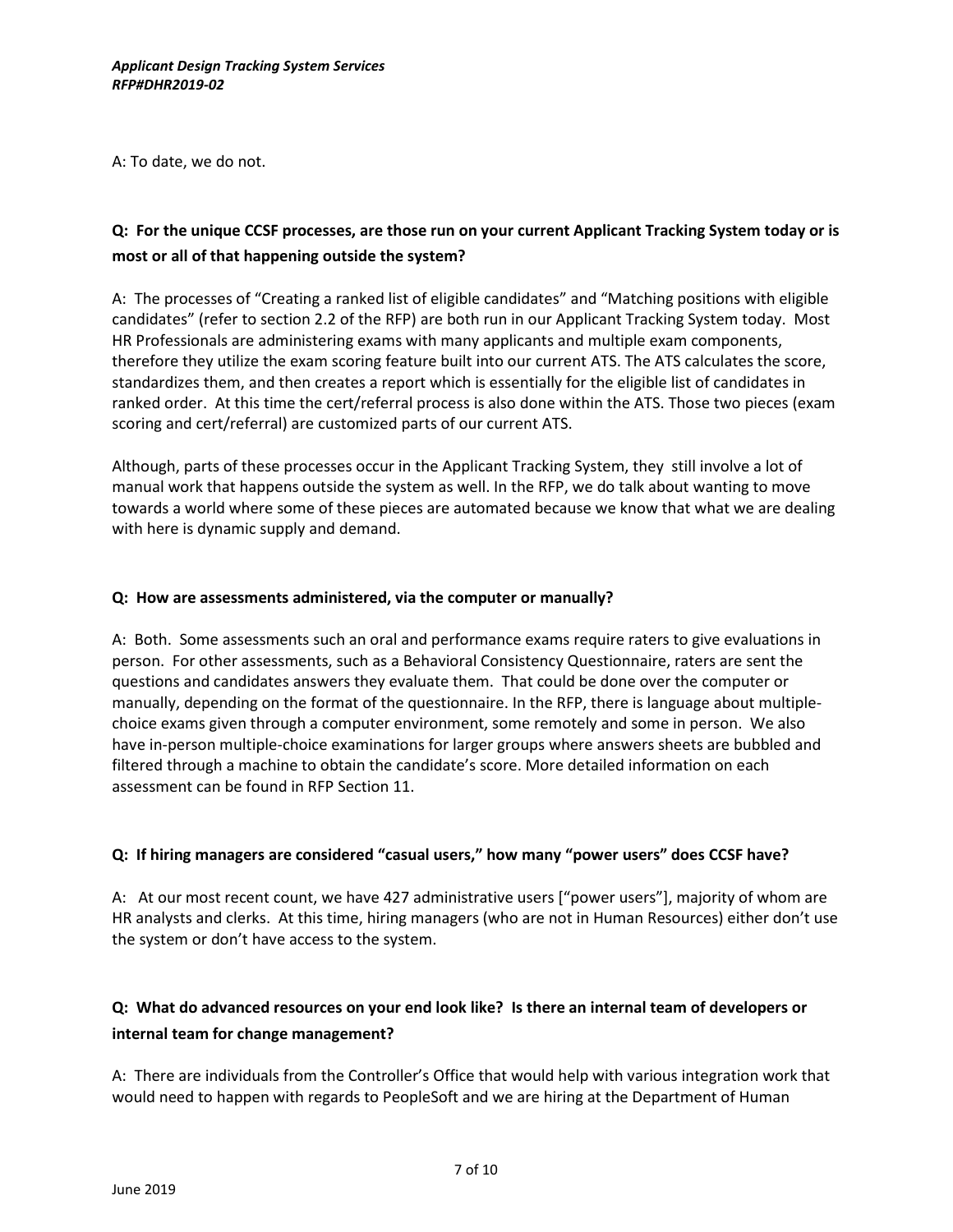A: To date, we do not.

**Q: For the unique CCSF processes, are those run on your current Applicant Tracking System today or is most or all of that happening outside the system?**

A: The processes of "Creating a ranked list of eligible candidates" and "Matching positions with eligible candidates" (refer to section 2.2 of the RFP) are both run in our Applicant Tracking System today. Most HR Professionals are administering exams with many applicants and multiple exam components, therefore they utilize the exam scoring feature built into our current ATS. The ATS calculates the score, standardizes them, and then creates a report which is essentially for the eligible list of candidates in ranked order. At this time the cert/referral process is also done within the ATS. Those two pieces (exam scoring and cert/referral) are customized parts of our current ATS.

Although, parts of these processes occur in the Applicant Tracking System, they still involve a lot of manual work that happens outside the system as well. In the RFP, we do talk about wanting to move towards a world where some of these pieces are automated because we know that what we are dealing with here is dynamic supply and demand.

**Q: How are assessments administered, via the computer or manually?**

A: Both. Some assessments such an oral and performance exams require raters to give evaluations in person. For other assessments, such as a Behavioral Consistency Questionnaire, raters are sent the questions and candidates answers they evaluate them. That could be done over the computer or manually, depending on the format of the questionnaire. In the RFP, there is language about multiple-choice exams given through a computer environment, some remotely and some in person. We also have in-person multiple-choice examinations for larger groups where answers sheets are bubbled and filtered through a machine to obtain the candidate's score. More detailed information on each assessment can be found in RFP Section 11.

**Q: If hiring managers are considered "casual users," how many "power users" does CCSF have?**

A: At our most recent count, we have 427 administrative users ["power users"], majority of whom are HR analysts and clerks. At this time, hiring managers (who are not in Human Resources) either don't use the system or don't have access to the system.

**Q: What do advanced resources on your end look like? Is there an internal team of developers or internal team for change management?**

A: There are individuals from the Controller's Office that would help with various integration work that would need to happen with regards to PeopleSoft and we are hiring at the Department of Human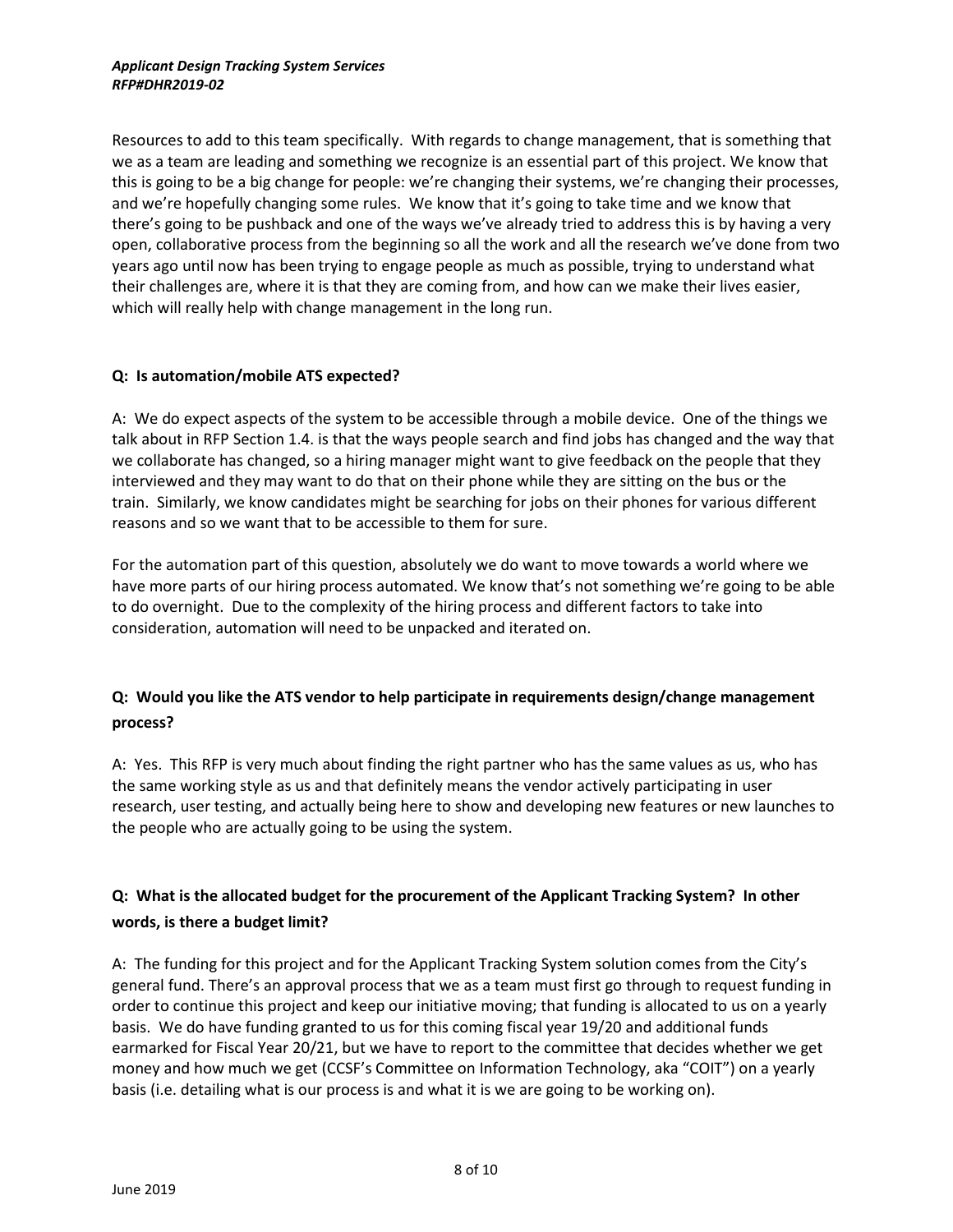Resources to add to this team specifically. With regards to change management, that is something that we as a team are leading and something we recognize is an essential part of this project. We know that this is going to be a big change for people: we're changing their systems, we're changing their processes, and we're hopefully changing some rules. We know that it's going to take time and we know that there's going to be pushback and one of the ways we've already tried to address this is by having a very open, collaborative process from the beginning so all the work and all the research we've done from two years ago until now has been trying to engage people as much as possible, trying to understand what their challenges are, where it is that they are coming from, and how can we make their lives easier, which will really help with change management in the long run.

**Q: Is automation/mobile ATS expected?**

A: We do expect aspects of the system to be accessible through a mobile device. One of the things we talk about in RFP Section 1.4. is that the ways people search and find jobs has changed and the way that we collaborate has changed, so a hiring manager might want to give feedback on the people that they interviewed and they may want to do that on their phone while they are sitting on the bus or the train. Similarly, we know candidates might be searching for jobs on their phones for various different reasons and so we want that to be accessible to them for sure.

For the automation part of this question, absolutely we do want to move towards a world where we have more parts of our hiring process automated. We know that's not something we're going to be able to do overnight. Due to the complexity of the hiring process and different factors to take into consideration, automation will need to be unpacked and iterated on.

**Q: Would you like the ATS vendor to help participate in requirements design/change management process?**

A: Yes. This RFP is very much about finding the right partner who has the same values as us, who has the same working style as us and that definitely means the vendor actively participating in user research, user testing, and actually being here to show and developing new features or new launches to the people who are actually going to be using the system.

**Q: What is the allocated budget for the procurement of the Applicant Tracking System? In other words, is there a budget limit?**

A: The funding for this project and for the Applicant Tracking System solution comes from the City's general fund. There's an approval process that we as a team must first go through to request funding in order to continue this project and keep our initiative moving; that funding is allocated to us on a yearly basis. We do have funding granted to us for this coming fiscal year 19/20 and additional funds earmarked for Fiscal Year 20/21, but we have to report to the committee that decides whether we get money and how much we get (CCSF's Committee on Information Technology, aka "COIT") on a yearly basis (i.e. detailing what is our process is and what it is we are going to be working on).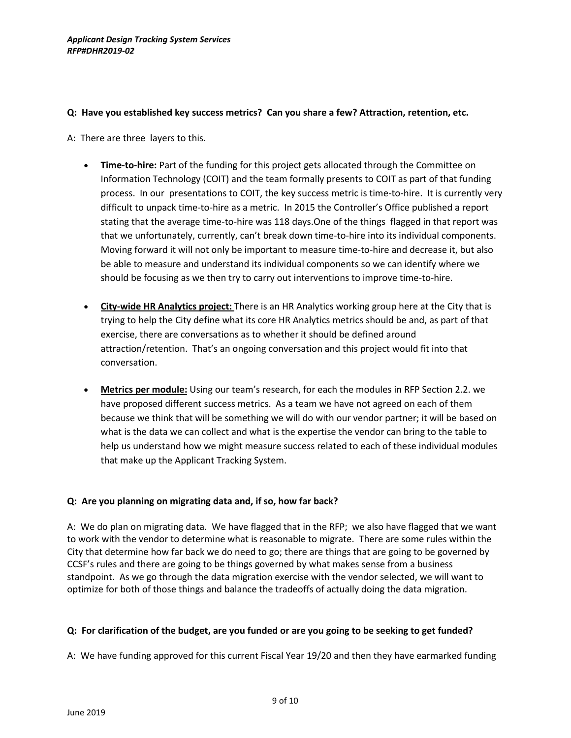**Q: Have you established key success metrics? Can you share a few? Attraction, retention, etc.**

A: There are three layers to this.

- **Time-to-hire:** Part of the funding for this project gets allocated through the Committee on Information Technology (COIT) and the team formally presents to COIT as part of that funding process. In our presentations to COIT, the key success metric is time-to-hire. It is currently very difficult to unpack time-to-hire as a metric. In 2015 the Controller's Office published a report stating that the average time-to-hire was 118 days.One of the things flagged in that report was that we unfortunately, currently, can't break down time-to-hire into its individual components. Moving forward it will not only be important to measure time-to-hire and decrease it, but also be able to measure and understand its individual components so we can identify where we should be focusing as we then try to carry out interventions to improve time-to-hire.

- **City-wide HR Analytics project:** There is an HR Analytics working group here at the City that is trying to help the City define what its core HR Analytics metrics should be and, as part of that exercise, there are conversations as to whether it should be defined around attraction/retention. That's an ongoing conversation and this project would fit into that conversation.

- **Metrics per module:** Using our team's research, for each the modules in RFP Section 2.2. we have proposed different success metrics. As a team we have not agreed on each of them because we think that will be something we will do with our vendor partner; it will be based on what is the data we can collect and what is the expertise the vendor can bring to the table to help us understand how we might measure success related to each of these individual modules that make up the Applicant Tracking System.

**Q: Are you planning on migrating data and, if so, how far back?**

A: We do plan on migrating data. We have flagged that in the RFP; we also have flagged that we want to work with the vendor to determine what is reasonable to migrate. There are some rules within the City that determine how far back we do need to go; there are things that are going to be governed by CCSF's rules and there are going to be things governed by what makes sense from a business standpoint. As we go through the data migration exercise with the vendor selected, we will want to optimize for both of those things and balance the tradeoffs of actually doing the data migration.

**Q: For clarification of the budget, are you funded or are you going to be seeking to get funded?**

A: We have funding approved for this current Fiscal Year 19/20 and then they have earmarked funding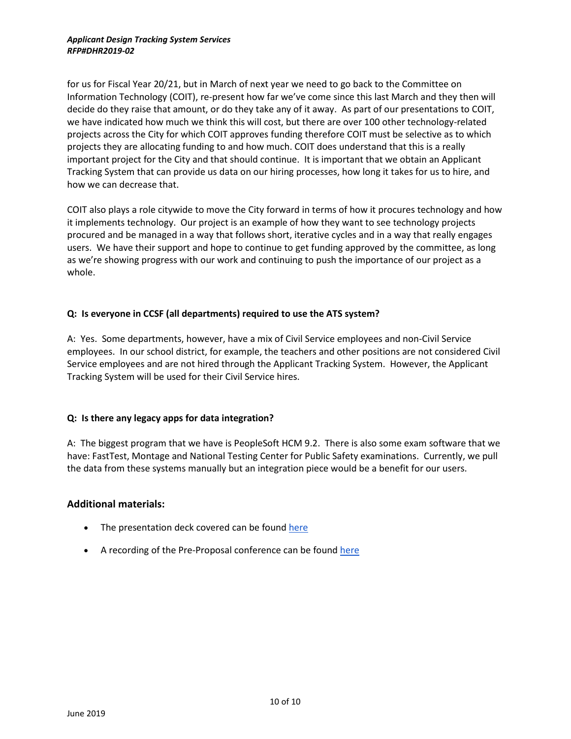for us for Fiscal Year 20/21, but in March of next year we need to go back to the Committee on Information Technology (COIT), re-present how far we've come since this last March and they then will decide do they raise that amount, or do they take any of it away. As part of our presentations to COIT, we have indicated how much we think this will cost, but there are over 100 other technology-related projects across the City for which COIT approves funding therefore COIT must be selective as to which projects they are allocating funding to and how much. COIT does understand that this is a really important project for the City and that should continue. It is important that we obtain an Applicant Tracking System that can provide us data on our hiring processes, how long it takes for us to hire, and how we can decrease that.

COIT also plays a role citywide to move the City forward in terms of how it procures technology and how it implements technology. Our project is an example of how they want to see technology projects procured and be managed in a way that follows short, iterative cycles and in a way that really engages users. We have their support and hope to continue to get funding approved by the committee, as long as we're showing progress with our work and continuing to push the importance of our project as a whole.

**Q: Is everyone in CCSF (all departments) required to use the ATS system?**

A: Yes. Some departments, however, have a mix of Civil Service employees and non-Civil Service employees. In our school district, for example, the teachers and other positions are not considered Civil Service employees and are not hired through the Applicant Tracking System. However, the Applicant Tracking System will be used for their Civil Service hires.

**Q: Is there any legacy apps for data integration?**

A: The biggest program that we have is PeopleSoft HCM 9.2. There is also some exam software that we have: FastTest, Montage and National Testing Center for Public Safety examinations. Currently, we pull the data from these systems manually but an integration piece would be a benefit for our users.

## Additional materials:

- The presentation deck covered can be found here
- A recording of the Pre-Proposal conference can be found here